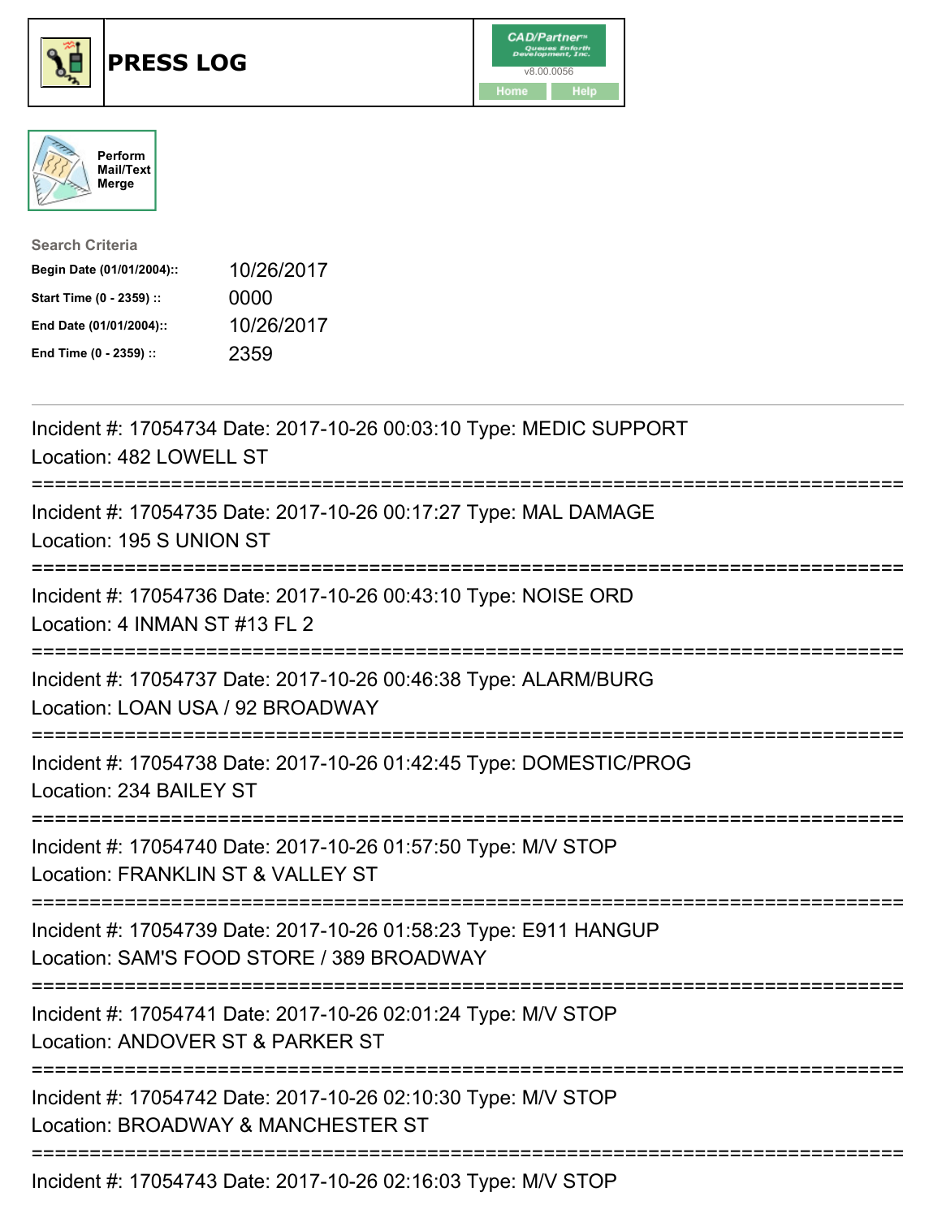# PRESS LOG

Perform Mail/Text Merge

**Search Criteria**

| | |
|---|---|
| **Begin Date (01/01/2004)::** | 10/26/2017 |
| **Start Time (0 - 2359) ::** | 0000 |
| **End Date (01/01/2004)::** | 10/26/2017 |
| **End Time (0 - 2359) ::** | 2359 |

---

Incident #: 17054734 Date: 2017-10-26 00:03:10 Type: MEDIC SUPPORT
Location: 482 LOWELL ST

===========================================================================

Incident #: 17054735 Date: 2017-10-26 00:17:27 Type: MAL DAMAGE
Location: 195 S UNION ST

===========================================================================

Incident #: 17054736 Date: 2017-10-26 00:43:10 Type: NOISE ORD
Location: 4 INMAN ST #13 FL 2

===========================================================================

Incident #: 17054737 Date: 2017-10-26 00:46:38 Type: ALARM/BURG
Location: LOAN USA / 92 BROADWAY

===========================================================================

Incident #: 17054738 Date: 2017-10-26 01:42:45 Type: DOMESTIC/PROG
Location: 234 BAILEY ST

===========================================================================

Incident #: 17054740 Date: 2017-10-26 01:57:50 Type: M/V STOP
Location: FRANKLIN ST & VALLEY ST

===========================================================================

Incident #: 17054739 Date: 2017-10-26 01:58:23 Type: E911 HANGUP
Location: SAM'S FOOD STORE / 389 BROADWAY

===========================================================================

Incident #: 17054741 Date: 2017-10-26 02:01:24 Type: M/V STOP
Location: ANDOVER ST & PARKER ST

===========================================================================

Incident #: 17054742 Date: 2017-10-26 02:10:30 Type: M/V STOP
Location: BROADWAY & MANCHESTER ST

===========================================================================

Incident #: 17054743 Date: 2017-10-26 02:16:03 Type: M/V STOP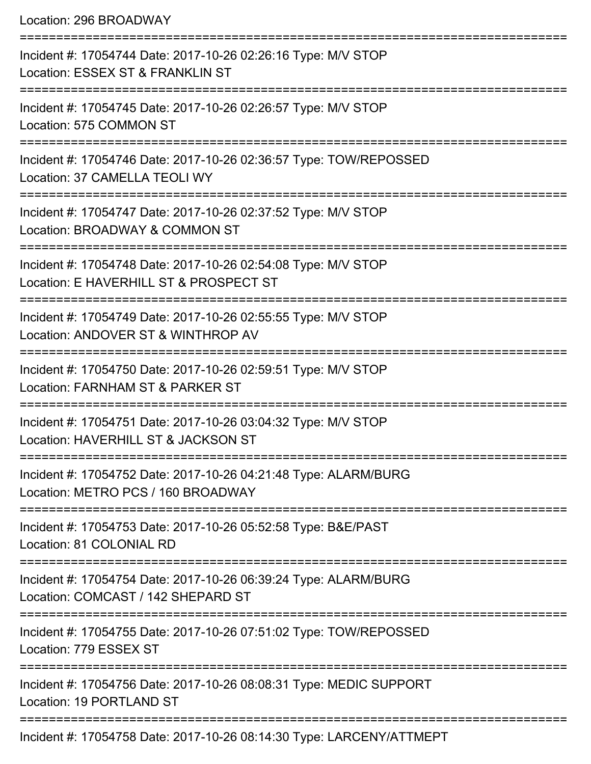Location: 296 BROADWAY

===========================================================================

Incident #: 17054744 Date: 2017-10-26 02:26:16 Type: M/V STOP
Location: ESSEX ST & FRANKLIN ST

===========================================================================

Incident #: 17054745 Date: 2017-10-26 02:26:57 Type: M/V STOP
Location: 575 COMMON ST

===========================================================================

Incident #: 17054746 Date: 2017-10-26 02:36:57 Type: TOW/REPOSSED
Location: 37 CAMELLA TEOLI WY

===========================================================================

Incident #: 17054747 Date: 2017-10-26 02:37:52 Type: M/V STOP
Location: BROADWAY & COMMON ST

===========================================================================

Incident #: 17054748 Date: 2017-10-26 02:54:08 Type: M/V STOP
Location: E HAVERHILL ST & PROSPECT ST

===========================================================================

Incident #: 17054749 Date: 2017-10-26 02:55:55 Type: M/V STOP
Location: ANDOVER ST & WINTHROP AV

===========================================================================

Incident #: 17054750 Date: 2017-10-26 02:59:51 Type: M/V STOP
Location: FARNHAM ST & PARKER ST

===========================================================================

Incident #: 17054751 Date: 2017-10-26 03:04:32 Type: M/V STOP
Location: HAVERHILL ST & JACKSON ST

===========================================================================

Incident #: 17054752 Date: 2017-10-26 04:21:48 Type: ALARM/BURG
Location: METRO PCS / 160 BROADWAY

===========================================================================

Incident #: 17054753 Date: 2017-10-26 05:52:58 Type: B&E/PAST
Location: 81 COLONIAL RD

===========================================================================

Incident #: 17054754 Date: 2017-10-26 06:39:24 Type: ALARM/BURG
Location: COMCAST / 142 SHEPARD ST

===========================================================================

Incident #: 17054755 Date: 2017-10-26 07:51:02 Type: TOW/REPOSSED
Location: 779 ESSEX ST

===========================================================================

Incident #: 17054756 Date: 2017-10-26 08:08:31 Type: MEDIC SUPPORT
Location: 19 PORTLAND ST

===========================================================================

Incident #: 17054758 Date: 2017-10-26 08:14:30 Type: LARCENY/ATTMEPT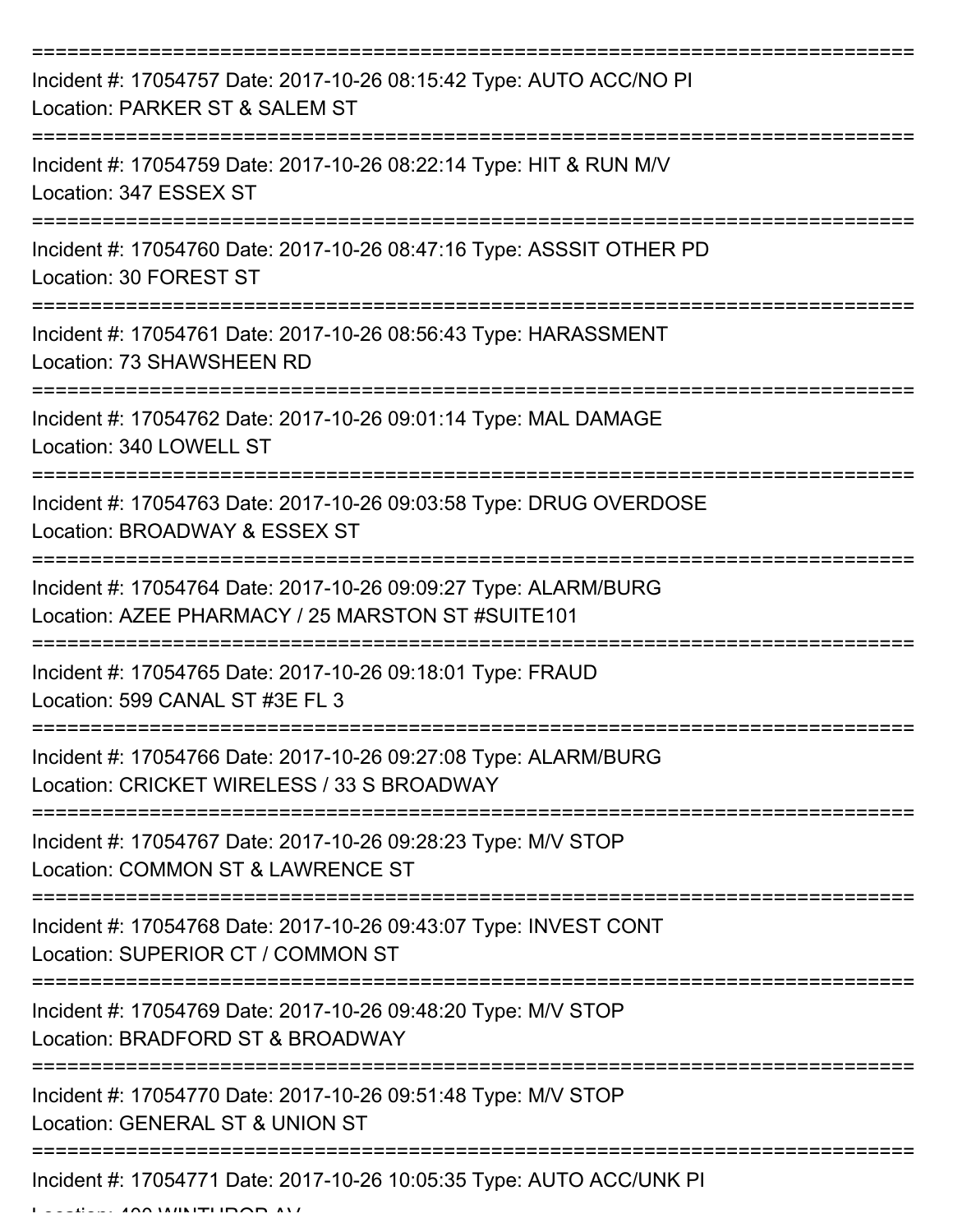Incident #: 17054757 Date: 2017-10-26 08:15:42 Type: AUTO ACC/NO PI
Location: PARKER ST & SALEM ST

Incident #: 17054759 Date: 2017-10-26 08:22:14 Type: HIT & RUN M/V
Location: 347 ESSEX ST

Incident #: 17054760 Date: 2017-10-26 08:47:16 Type: ASSSIT OTHER PD
Location: 30 FOREST ST

Incident #: 17054761 Date: 2017-10-26 08:56:43 Type: HARASSMENT
Location: 73 SHAWSHEEN RD

Incident #: 17054762 Date: 2017-10-26 09:01:14 Type: MAL DAMAGE
Location: 340 LOWELL ST

Incident #: 17054763 Date: 2017-10-26 09:03:58 Type: DRUG OVERDOSE
Location: BROADWAY & ESSEX ST

Incident #: 17054764 Date: 2017-10-26 09:09:27 Type: ALARM/BURG
Location: AZEE PHARMACY / 25 MARSTON ST #SUITE101

Incident #: 17054765 Date: 2017-10-26 09:18:01 Type: FRAUD
Location: 599 CANAL ST #3E FL 3

Incident #: 17054766 Date: 2017-10-26 09:27:08 Type: ALARM/BURG
Location: CRICKET WIRELESS / 33 S BROADWAY

Incident #: 17054767 Date: 2017-10-26 09:28:23 Type: M/V STOP
Location: COMMON ST & LAWRENCE ST

Incident #: 17054768 Date: 2017-10-26 09:43:07 Type: INVEST CONT
Location: SUPERIOR CT / COMMON ST

Incident #: 17054769 Date: 2017-10-26 09:48:20 Type: M/V STOP
Location: BRADFORD ST & BROADWAY

Incident #: 17054770 Date: 2017-10-26 09:51:48 Type: M/V STOP
Location: GENERAL ST & UNION ST

Incident #: 17054771 Date: 2017-10-26 10:05:35 Type: AUTO ACC/UNK PI
Location: 400 WINTHROP AV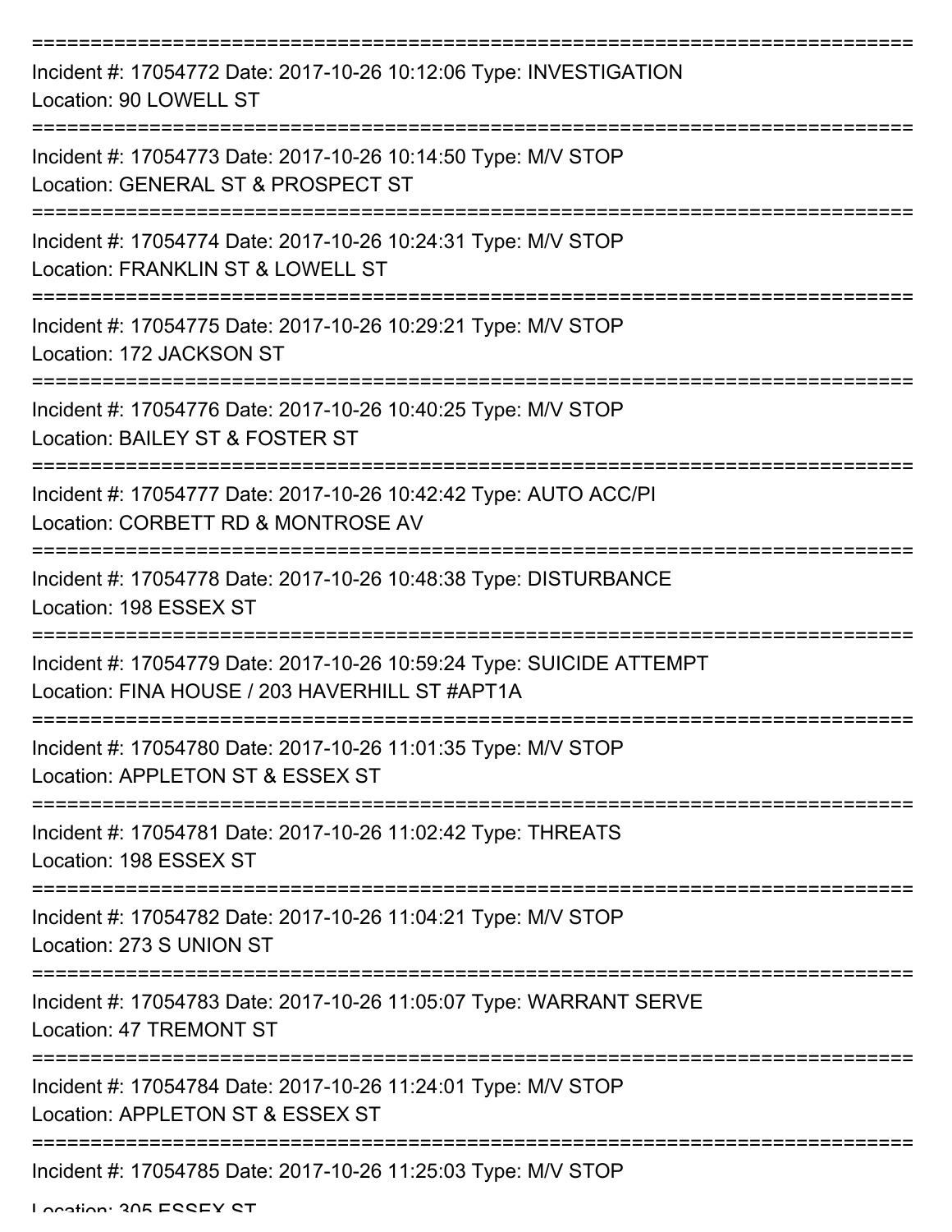===========================================================================

Incident #: 17054772 Date: 2017-10-26 10:12:06 Type: INVESTIGATION
Location: 90 LOWELL ST

===========================================================================

Incident #: 17054773 Date: 2017-10-26 10:14:50 Type: M/V STOP
Location: GENERAL ST & PROSPECT ST

===========================================================================

Incident #: 17054774 Date: 2017-10-26 10:24:31 Type: M/V STOP
Location: FRANKLIN ST & LOWELL ST

===========================================================================

Incident #: 17054775 Date: 2017-10-26 10:29:21 Type: M/V STOP
Location: 172 JACKSON ST

===========================================================================

Incident #: 17054776 Date: 2017-10-26 10:40:25 Type: M/V STOP
Location: BAILEY ST & FOSTER ST

===========================================================================

Incident #: 17054777 Date: 2017-10-26 10:42:42 Type: AUTO ACC/PI
Location: CORBETT RD & MONTROSE AV

===========================================================================

Incident #: 17054778 Date: 2017-10-26 10:48:38 Type: DISTURBANCE
Location: 198 ESSEX ST

===========================================================================

Incident #: 17054779 Date: 2017-10-26 10:59:24 Type: SUICIDE ATTEMPT
Location: FINA HOUSE / 203 HAVERHILL ST #APT1A

===========================================================================

Incident #: 17054780 Date: 2017-10-26 11:01:35 Type: M/V STOP
Location: APPLETON ST & ESSEX ST

===========================================================================

Incident #: 17054781 Date: 2017-10-26 11:02:42 Type: THREATS
Location: 198 ESSEX ST

===========================================================================

Incident #: 17054782 Date: 2017-10-26 11:04:21 Type: M/V STOP
Location: 273 S UNION ST

===========================================================================

Incident #: 17054783 Date: 2017-10-26 11:05:07 Type: WARRANT SERVE
Location: 47 TREMONT ST

===========================================================================

Incident #: 17054784 Date: 2017-10-26 11:24:01 Type: M/V STOP
Location: APPLETON ST & ESSEX ST

===========================================================================

Incident #: 17054785 Date: 2017-10-26 11:25:03 Type: M/V STOP
Location: 305 ESSEX ST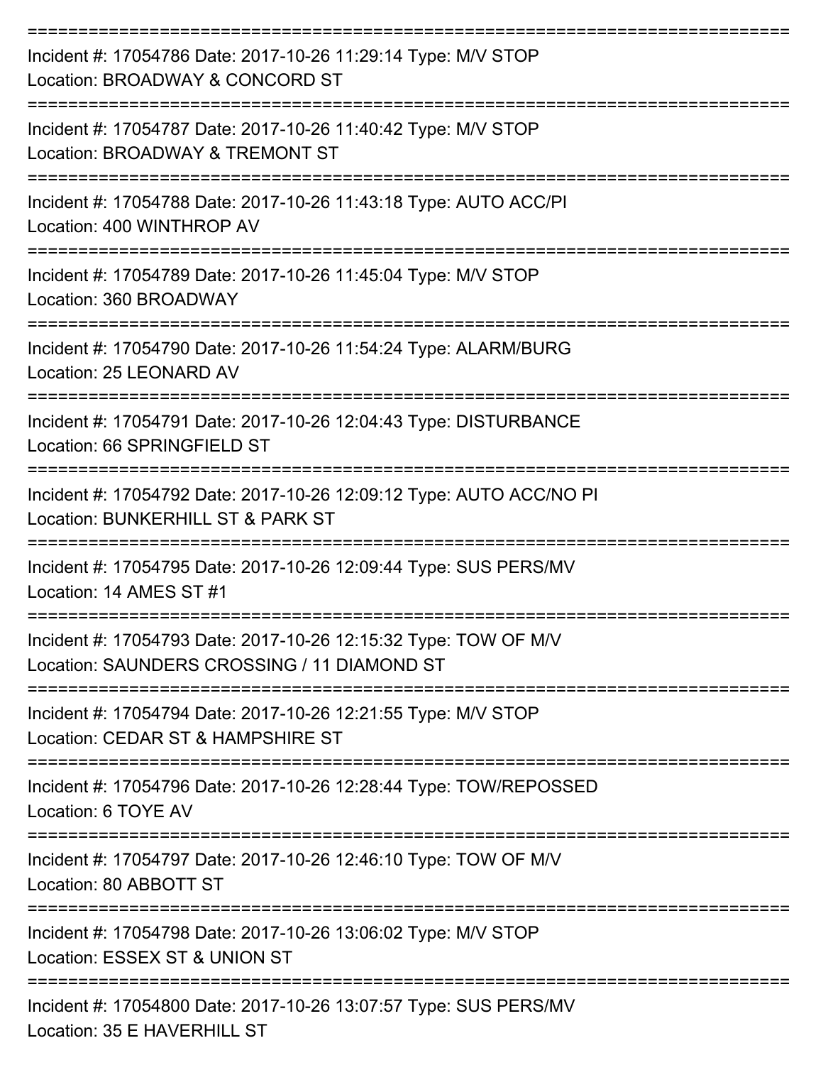===========================================================================

Incident #: 17054786 Date: 2017-10-26 11:29:14 Type: M/V STOP
Location: BROADWAY & CONCORD ST

===========================================================================

Incident #: 17054787 Date: 2017-10-26 11:40:42 Type: M/V STOP
Location: BROADWAY & TREMONT ST

===========================================================================

Incident #: 17054788 Date: 2017-10-26 11:43:18 Type: AUTO ACC/PI
Location: 400 WINTHROP AV

===========================================================================

Incident #: 17054789 Date: 2017-10-26 11:45:04 Type: M/V STOP
Location: 360 BROADWAY

===========================================================================

Incident #: 17054790 Date: 2017-10-26 11:54:24 Type: ALARM/BURG
Location: 25 LEONARD AV

===========================================================================

Incident #: 17054791 Date: 2017-10-26 12:04:43 Type: DISTURBANCE
Location: 66 SPRINGFIELD ST

===========================================================================

Incident #: 17054792 Date: 2017-10-26 12:09:12 Type: AUTO ACC/NO PI
Location: BUNKERHILL ST & PARK ST

===========================================================================

Incident #: 17054795 Date: 2017-10-26 12:09:44 Type: SUS PERS/MV
Location: 14 AMES ST #1

===========================================================================

Incident #: 17054793 Date: 2017-10-26 12:15:32 Type: TOW OF M/V
Location: SAUNDERS CROSSING / 11 DIAMOND ST

===========================================================================

Incident #: 17054794 Date: 2017-10-26 12:21:55 Type: M/V STOP
Location: CEDAR ST & HAMPSHIRE ST

===========================================================================

Incident #: 17054796 Date: 2017-10-26 12:28:44 Type: TOW/REPOSSED
Location: 6 TOYE AV

===========================================================================

Incident #: 17054797 Date: 2017-10-26 12:46:10 Type: TOW OF M/V
Location: 80 ABBOTT ST

===========================================================================

Incident #: 17054798 Date: 2017-10-26 13:06:02 Type: M/V STOP
Location: ESSEX ST & UNION ST

===========================================================================

Incident #: 17054800 Date: 2017-10-26 13:07:57 Type: SUS PERS/MV
Location: 35 E HAVERHILL ST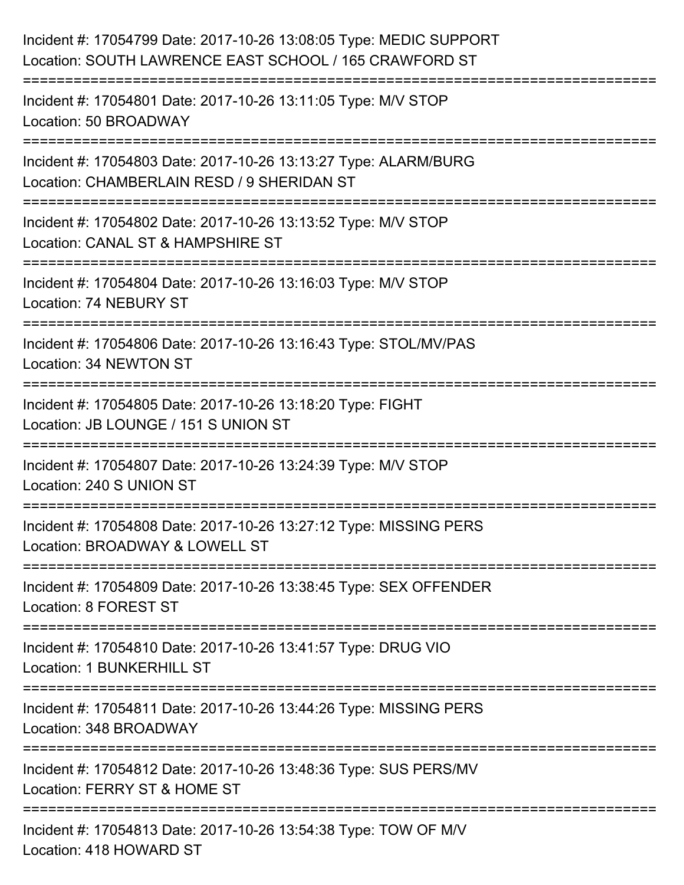Incident #: 17054799 Date: 2017-10-26 13:08:05 Type: MEDIC SUPPORT
Location: SOUTH LAWRENCE EAST SCHOOL / 165 CRAWFORD ST

===========================================================================

Incident #: 17054801 Date: 2017-10-26 13:11:05 Type: M/V STOP
Location: 50 BROADWAY

===========================================================================

Incident #: 17054803 Date: 2017-10-26 13:13:27 Type: ALARM/BURG
Location: CHAMBERLAIN RESD / 9 SHERIDAN ST

===========================================================================

Incident #: 17054802 Date: 2017-10-26 13:13:52 Type: M/V STOP
Location: CANAL ST & HAMPSHIRE ST

===========================================================================

Incident #: 17054804 Date: 2017-10-26 13:16:03 Type: M/V STOP
Location: 74 NEBURY ST

===========================================================================

Incident #: 17054806 Date: 2017-10-26 13:16:43 Type: STOL/MV/PAS
Location: 34 NEWTON ST

===========================================================================

Incident #: 17054805 Date: 2017-10-26 13:18:20 Type: FIGHT
Location: JB LOUNGE / 151 S UNION ST

===========================================================================

Incident #: 17054807 Date: 2017-10-26 13:24:39 Type: M/V STOP
Location: 240 S UNION ST

===========================================================================

Incident #: 17054808 Date: 2017-10-26 13:27:12 Type: MISSING PERS
Location: BROADWAY & LOWELL ST

===========================================================================

Incident #: 17054809 Date: 2017-10-26 13:38:45 Type: SEX OFFENDER
Location: 8 FOREST ST

===========================================================================

Incident #: 17054810 Date: 2017-10-26 13:41:57 Type: DRUG VIO
Location: 1 BUNKERHILL ST

===========================================================================

Incident #: 17054811 Date: 2017-10-26 13:44:26 Type: MISSING PERS
Location: 348 BROADWAY

===========================================================================

Incident #: 17054812 Date: 2017-10-26 13:48:36 Type: SUS PERS/MV
Location: FERRY ST & HOME ST

===========================================================================

Incident #: 17054813 Date: 2017-10-26 13:54:38 Type: TOW OF M/V
Location: 418 HOWARD ST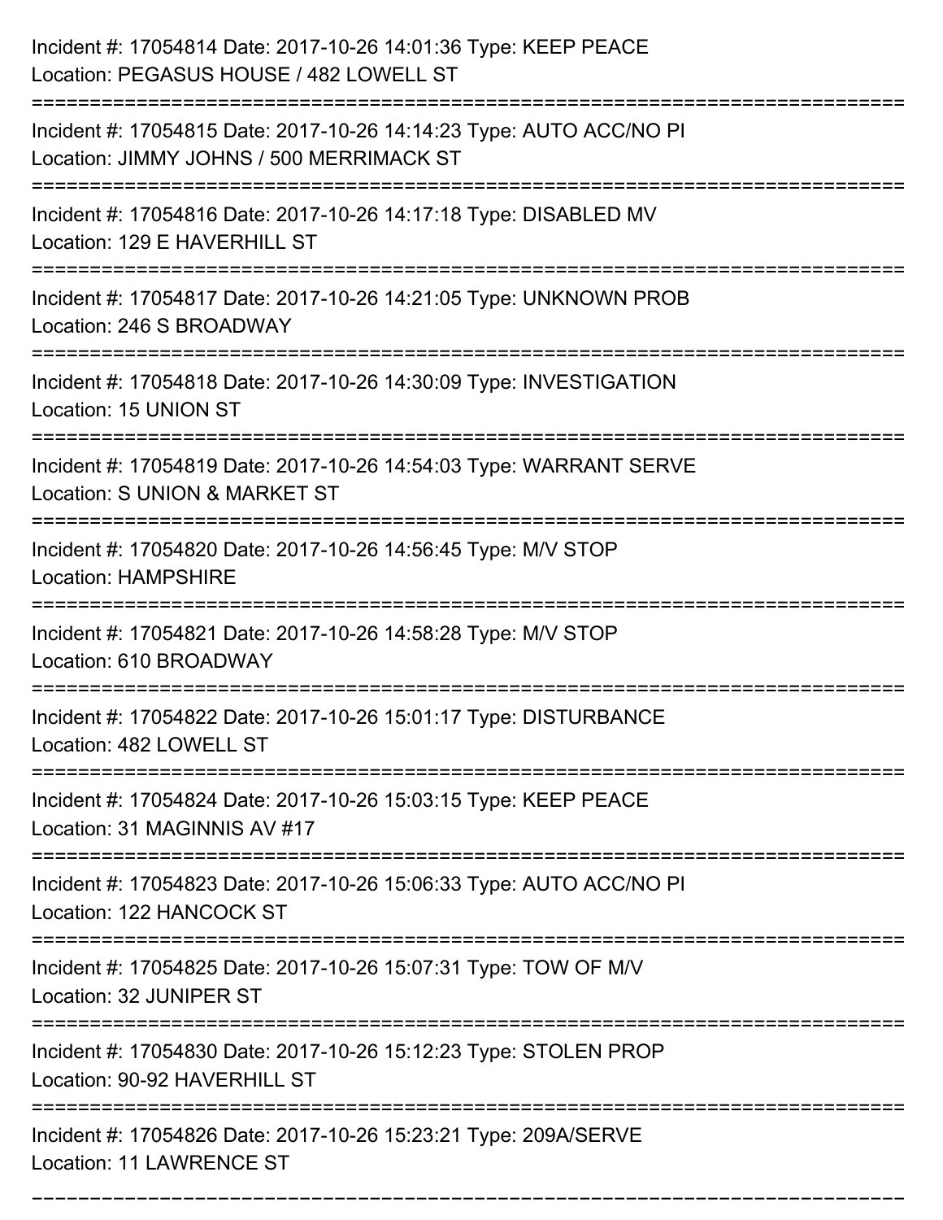Incident #: 17054814 Date: 2017-10-26 14:01:36 Type: KEEP PEACE
Location: PEGASUS HOUSE / 482 LOWELL ST

===========================================================================

Incident #: 17054815 Date: 2017-10-26 14:14:23 Type: AUTO ACC/NO PI
Location: JIMMY JOHNS / 500 MERRIMACK ST

===========================================================================

Incident #: 17054816 Date: 2017-10-26 14:17:18 Type: DISABLED MV
Location: 129 E HAVERHILL ST

===========================================================================

Incident #: 17054817 Date: 2017-10-26 14:21:05 Type: UNKNOWN PROB
Location: 246 S BROADWAY

===========================================================================

Incident #: 17054818 Date: 2017-10-26 14:30:09 Type: INVESTIGATION
Location: 15 UNION ST

===========================================================================

Incident #: 17054819 Date: 2017-10-26 14:54:03 Type: WARRANT SERVE
Location: S UNION & MARKET ST

===========================================================================

Incident #: 17054820 Date: 2017-10-26 14:56:45 Type: M/V STOP
Location: HAMPSHIRE

===========================================================================

Incident #: 17054821 Date: 2017-10-26 14:58:28 Type: M/V STOP
Location: 610 BROADWAY

===========================================================================

Incident #: 17054822 Date: 2017-10-26 15:01:17 Type: DISTURBANCE
Location: 482 LOWELL ST

===========================================================================

Incident #: 17054824 Date: 2017-10-26 15:03:15 Type: KEEP PEACE
Location: 31 MAGINNIS AV #17

===========================================================================

Incident #: 17054823 Date: 2017-10-26 15:06:33 Type: AUTO ACC/NO PI
Location: 122 HANCOCK ST

===========================================================================

Incident #: 17054825 Date: 2017-10-26 15:07:31 Type: TOW OF M/V
Location: 32 JUNIPER ST

===========================================================================

Incident #: 17054830 Date: 2017-10-26 15:12:23 Type: STOLEN PROP
Location: 90-92 HAVERHILL ST

===========================================================================

Incident #: 17054826 Date: 2017-10-26 15:23:21 Type: 209A/SERVE
Location: 11 LAWRENCE ST

===========================================================================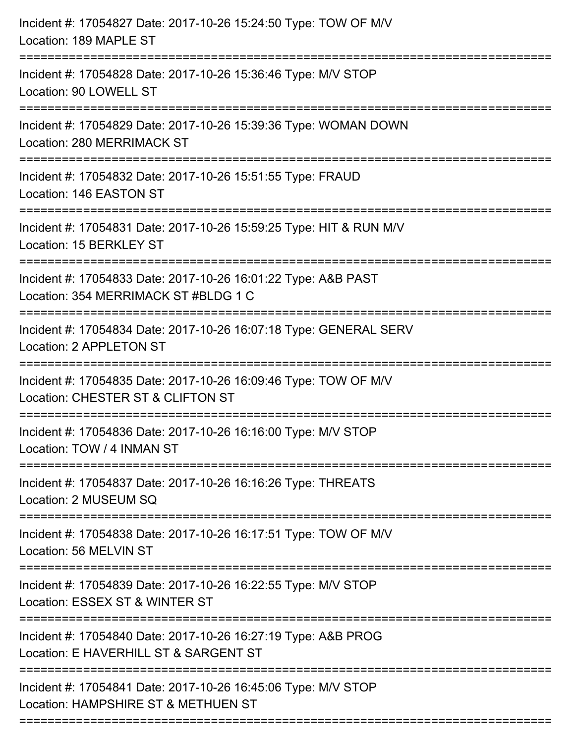Incident #: 17054827 Date: 2017-10-26 15:24:50 Type: TOW OF M/V
Location: 189 MAPLE ST

===========================================================================

Incident #: 17054828 Date: 2017-10-26 15:36:46 Type: M/V STOP
Location: 90 LOWELL ST

===========================================================================

Incident #: 17054829 Date: 2017-10-26 15:39:36 Type: WOMAN DOWN
Location: 280 MERRIMACK ST

===========================================================================

Incident #: 17054832 Date: 2017-10-26 15:51:55 Type: FRAUD
Location: 146 EASTON ST

===========================================================================

Incident #: 17054831 Date: 2017-10-26 15:59:25 Type: HIT & RUN M/V
Location: 15 BERKLEY ST

===========================================================================

Incident #: 17054833 Date: 2017-10-26 16:01:22 Type: A&B PAST
Location: 354 MERRIMACK ST #BLDG 1 C

===========================================================================

Incident #: 17054834 Date: 2017-10-26 16:07:18 Type: GENERAL SERV
Location: 2 APPLETON ST

===========================================================================

Incident #: 17054835 Date: 2017-10-26 16:09:46 Type: TOW OF M/V
Location: CHESTER ST & CLIFTON ST

===========================================================================

Incident #: 17054836 Date: 2017-10-26 16:16:00 Type: M/V STOP
Location: TOW / 4 INMAN ST

===========================================================================

Incident #: 17054837 Date: 2017-10-26 16:16:26 Type: THREATS
Location: 2 MUSEUM SQ

===========================================================================

Incident #: 17054838 Date: 2017-10-26 16:17:51 Type: TOW OF M/V
Location: 56 MELVIN ST

===========================================================================

Incident #: 17054839 Date: 2017-10-26 16:22:55 Type: M/V STOP
Location: ESSEX ST & WINTER ST

===========================================================================

Incident #: 17054840 Date: 2017-10-26 16:27:19 Type: A&B PROG
Location: E HAVERHILL ST & SARGENT ST

===========================================================================

Incident #: 17054841 Date: 2017-10-26 16:45:06 Type: M/V STOP
Location: HAMPSHIRE ST & METHUEN ST

===========================================================================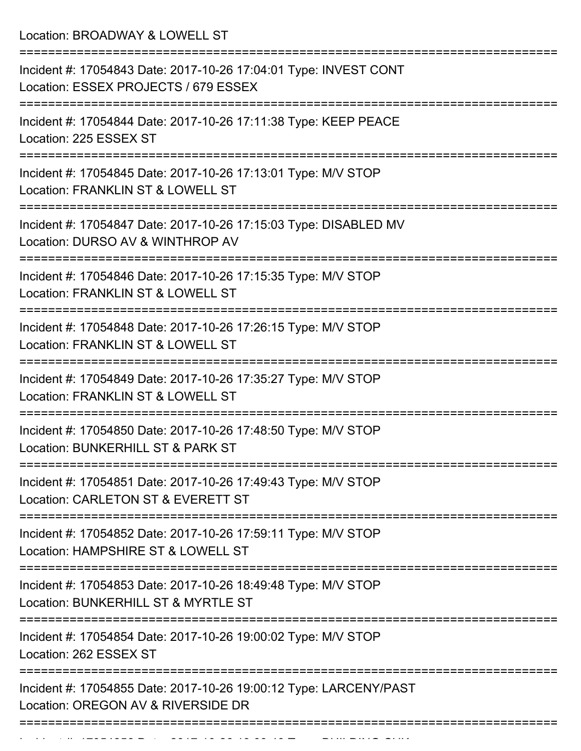Location: BROADWAY & LOWELL ST

===========================================================================

Incident #: 17054843 Date: 2017-10-26 17:04:01 Type: INVEST CONT
Location: ESSEX PROJECTS / 679 ESSEX

===========================================================================

Incident #: 17054844 Date: 2017-10-26 17:11:38 Type: KEEP PEACE
Location: 225 ESSEX ST

===========================================================================

Incident #: 17054845 Date: 2017-10-26 17:13:01 Type: M/V STOP
Location: FRANKLIN ST & LOWELL ST

===========================================================================

Incident #: 17054847 Date: 2017-10-26 17:15:03 Type: DISABLED MV
Location: DURSO AV & WINTHROP AV

===========================================================================

Incident #: 17054846 Date: 2017-10-26 17:15:35 Type: M/V STOP
Location: FRANKLIN ST & LOWELL ST

===========================================================================

Incident #: 17054848 Date: 2017-10-26 17:26:15 Type: M/V STOP
Location: FRANKLIN ST & LOWELL ST

===========================================================================

Incident #: 17054849 Date: 2017-10-26 17:35:27 Type: M/V STOP
Location: FRANKLIN ST & LOWELL ST

===========================================================================

Incident #: 17054850 Date: 2017-10-26 17:48:50 Type: M/V STOP
Location: BUNKERHILL ST & PARK ST

===========================================================================

Incident #: 17054851 Date: 2017-10-26 17:49:43 Type: M/V STOP
Location: CARLETON ST & EVERETT ST

===========================================================================

Incident #: 17054852 Date: 2017-10-26 17:59:11 Type: M/V STOP
Location: HAMPSHIRE ST & LOWELL ST

===========================================================================

Incident #: 17054853 Date: 2017-10-26 18:49:48 Type: M/V STOP
Location: BUNKERHILL ST & MYRTLE ST

===========================================================================

Incident #: 17054854 Date: 2017-10-26 19:00:02 Type: M/V STOP
Location: 262 ESSEX ST

===========================================================================

Incident #: 17054855 Date: 2017-10-26 19:00:12 Type: LARCENY/PAST
Location: OREGON AV & RIVERSIDE DR

===========================================================================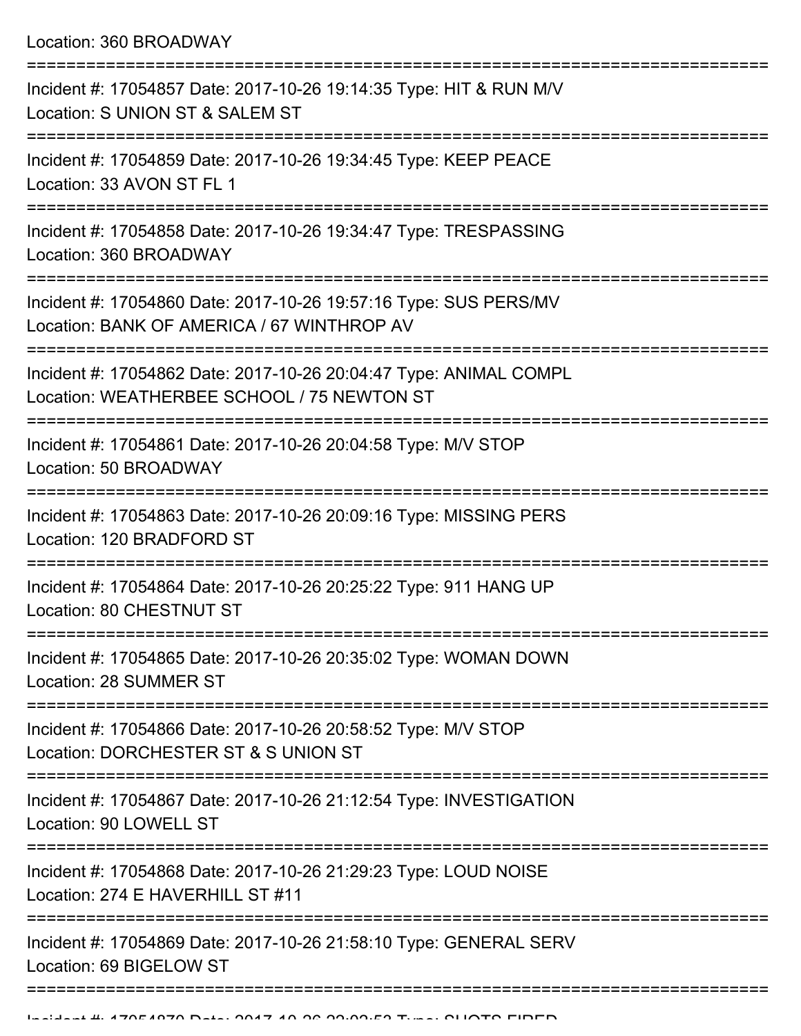Location: 360 BROADWAY

===========================================================================

Incident #: 17054857 Date: 2017-10-26 19:14:35 Type: HIT & RUN M/V
Location: S UNION ST & SALEM ST

===========================================================================

Incident #: 17054859 Date: 2017-10-26 19:34:45 Type: KEEP PEACE
Location: 33 AVON ST FL 1

===========================================================================

Incident #: 17054858 Date: 2017-10-26 19:34:47 Type: TRESPASSING
Location: 360 BROADWAY

===========================================================================

Incident #: 17054860 Date: 2017-10-26 19:57:16 Type: SUS PERS/MV
Location: BANK OF AMERICA / 67 WINTHROP AV

===========================================================================

Incident #: 17054862 Date: 2017-10-26 20:04:47 Type: ANIMAL COMPL
Location: WEATHERBEE SCHOOL / 75 NEWTON ST

===========================================================================

Incident #: 17054861 Date: 2017-10-26 20:04:58 Type: M/V STOP
Location: 50 BROADWAY

===========================================================================

Incident #: 17054863 Date: 2017-10-26 20:09:16 Type: MISSING PERS
Location: 120 BRADFORD ST

===========================================================================

Incident #: 17054864 Date: 2017-10-26 20:25:22 Type: 911 HANG UP
Location: 80 CHESTNUT ST

===========================================================================

Incident #: 17054865 Date: 2017-10-26 20:35:02 Type: WOMAN DOWN
Location: 28 SUMMER ST

===========================================================================

Incident #: 17054866 Date: 2017-10-26 20:58:52 Type: M/V STOP
Location: DORCHESTER ST & S UNION ST

===========================================================================

Incident #: 17054867 Date: 2017-10-26 21:12:54 Type: INVESTIGATION
Location: 90 LOWELL ST

===========================================================================

Incident #: 17054868 Date: 2017-10-26 21:29:23 Type: LOUD NOISE
Location: 274 E HAVERHILL ST #11

===========================================================================

Incident #: 17054869 Date: 2017-10-26 21:58:10 Type: GENERAL SERV
Location: 69 BIGELOW ST

===========================================================================

Incident #: 17054870 Date: 2017-10-26 22:02:53 Type: SHOTS FIRED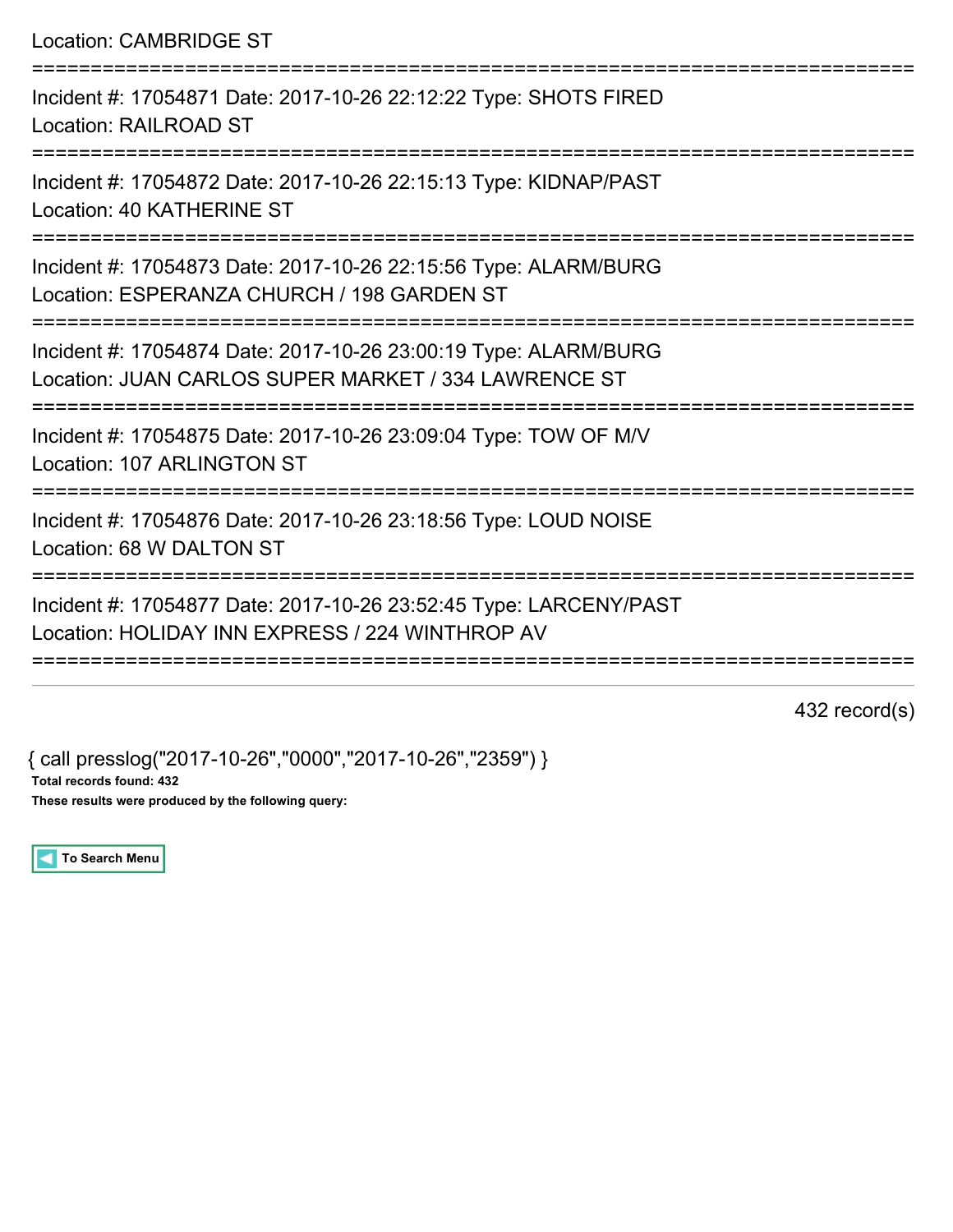Location: CAMBRIDGE ST

===========================================================================

Incident #: 17054871 Date: 2017-10-26 22:12:22 Type: SHOTS FIRED
Location: RAILROAD ST

===========================================================================

Incident #: 17054872 Date: 2017-10-26 22:15:13 Type: KIDNAP/PAST
Location: 40 KATHERINE ST

===========================================================================

Incident #: 17054873 Date: 2017-10-26 22:15:56 Type: ALARM/BURG
Location: ESPERANZA CHURCH / 198 GARDEN ST

===========================================================================

Incident #: 17054874 Date: 2017-10-26 23:00:19 Type: ALARM/BURG
Location: JUAN CARLOS SUPER MARKET / 334 LAWRENCE ST

===========================================================================

Incident #: 17054875 Date: 2017-10-26 23:09:04 Type: TOW OF M/V
Location: 107 ARLINGTON ST

===========================================================================

Incident #: 17054876 Date: 2017-10-26 23:18:56 Type: LOUD NOISE
Location: 68 W DALTON ST

===========================================================================

Incident #: 17054877 Date: 2017-10-26 23:52:45 Type: LARCENY/PAST
Location: HOLIDAY INN EXPRESS / 224 WINTHROP AV

===========================================================================

432 record(s)

{ call presslog("2017-10-26","0000","2017-10-26","2359") }

**Total records found: 432**

**These results were produced by the following query:**

To Search Menu